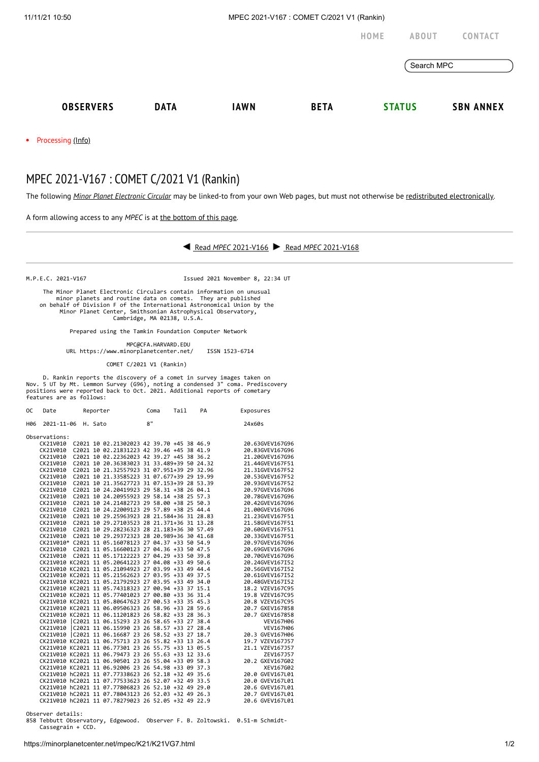HOME ABOUT CONTACT

Search MPC

**OBSERVERS** **DATA** **IAWN** **BETA** **STATUS** **SBN ANNEX**

- Processing (Info)

# MPEC 2021-V167 : COMET C/2021 V1 (Rankin)

The following *Minor Planet Electronic Circular* may be linked-to from your own Web pages, but must not otherwise be redistributed electronically.

A form allowing access to any *MPEC* is at the bottom of this page.

◀ Read *MPEC* 2021-V166 ▶ Read *MPEC* 2021-V168

```
M.P.E.C. 2021-V167                               Issued 2021 November 8, 22:34 UT

     The Minor Planet Electronic Circulars contain information on unusual
         minor planets and routine data on comets.  They are published
   on behalf of Division F of the International Astronomical Union by the
          Minor Planet Center, Smithsonian Astrophysical Observatory,
                          Cambridge, MA 02138, U.S.A.

                   Prepared using the Tamkin Foundation Computer Network

                              MPC@CFA.HARVARD.EDU
             URL https://www.minorplanetcenter.net/     ISSN 1523-6714

                            COMET C/2021 V1 (Rankin)

     D. Rankin reports the discovery of a comet in survey images taken on
Nov. 5 UT by Mt. Lemmon Survey (G96), noting a condensed 3" coma.  Prediscovery
positions were reported back to Oct. 2021.  Additional reports of cometary
features are as follows:

OC   Date         Reporter          Coma    Tail    PA          Exposures

H06  2021-11-06  H. Sato           8"                          24x60s

Observations:
    CK21V010  C2021 10 02.21302023 42 39.70 +45 38 46.9          20.63GVEV167G96
    CK21V010  C2021 10 02.21831223 42 39.46 +45 38 41.9          20.83GVEV167G96
    CK21V010  C2021 10 02.22362023 42 39.27 +45 38 36.2          21.20GVEV167G96
    CK21V010  C2021 10 20.36383023 31 33.489+39 50 24.32         21.44GVEV167F51
    CK21V010  C2021 10 21.32557923 31 07.951+39 29 32.96         21.31GVEV167F52
    CK21V010  C2021 10 21.33585223 31 07.677+39 29 19.99         20.53GVEV167F52
    CK21V010  C2021 10 21.35627723 31 07.153+39 28 53.39         20.93GVEV167F52
    CK21V010  C2021 10 24.20419923 29 58.31 +38 26 04.1          20.97GVEV167G96
    CK21V010  C2021 10 24.20955923 29 58.14 +38 25 57.3          20.78GVEV167G96
    CK21V010  C2021 10 24.21482723 29 58.00 +38 25 50.3          20.42GVEV167G96
    CK21V010  C2021 10 24.22009123 29 57.89 +38 25 44.4          21.00GVEV167G96
    CK21V010  C2021 10 29.25963923 28 21.584+36 31 28.83         21.23GVEV167F51
    CK21V010  C2021 10 29.27103523 28 21.371+36 31 13.28         21.58GVEV167F51
    CK21V010  C2021 10 29.28236323 28 21.183+36 30 57.49         20.60GVEV167F51
    CK21V010  C2021 10 29.29372323 28 20.989+36 30 41.68         20.33GVEV167F51
    CK21V010* C2021 11 05.16078123 27 04.37 +33 50 54.9          20.97GVEV167G96
    CK21V010  C2021 11 05.16600123 27 04.36 +33 50 47.5          20.69GVEV167G96
    CK21V010  C2021 11 05.17122223 27 04.29 +33 50 39.8          20.70GVEV167G96
    CK21V010 KC2021 11 05.20641223 27 04.08 +33 49 50.6          20.24GVEV167I52
    CK21V010 KC2021 11 05.21094923 27 03.99 +33 49 44.4          20.56GVEV167I52
    CK21V010 KC2021 11 05.21562623 27 03.95 +33 49 37.5          20.61GVEV167I52
    CK21V010 KC2021 11 05.21792923 27 03.95 +33 49 34.0          20.48GVEV167I52
    CK21V010 KC2021 11 05.74318323 27 00.94 +33 37 15.1          18.2 VZEV167C95
    CK21V010 KC2021 11 05.77401023 27 00.80 +33 36 31.4          19.8 VZEV167C95
    CK21V010 KC2021 11 05.80647623 27 00.53 +33 35 45.3          20.8 VZEV167C95
    CK21V010 KC2021 11 06.09506323 26 58.96 +33 28 59.6          20.7 GXEV167858
    CK21V010 KC2021 11 06.11201823 26 58.82 +33 28 36.3          20.7 GXEV167858
    CK21V010 |C2021 11 06.15293 23 26 58.65 +33 27 38.4               VEV167H06
    CK21V010 |C2021 11 06.15990 23 26 58.57 +33 27 28.4               VEV167H06
    CK21V010 |C2021 11 06.16687 23 26 58.52 +33 27 18.7          20.3 GVEV167H06
    CK21V010 KC2021 11 06.75713 23 26 55.82 +33 13 26.4          19.7 VZEV167J57
    CK21V010 KC2021 11 06.77301 23 26 55.75 +33 13 05.5          21.1 VZEV167J57
    CK21V010 KC2021 11 06.79473 23 26 55.63 +33 12 33.6               ZEV167J57
    CK21V010 KC2021 11 06.90501 23 26 55.04 +33 09 58.3          20.2 GXEV167G02
    CK21V010 KC2021 11 06.92006 23 26 54.98 +33 09 37.3               XEV167G02
    CK21V010 hC2021 11 07.77338623 26 52.18 +32 49 35.6          20.0 GVEV167L01
    CK21V010 hC2021 11 07.77533623 26 52.07 +32 49 33.5          20.0 GVEV167L01
    CK21V010 hC2021 11 07.77806823 26 52.10 +32 49 29.0          20.6 GVEV167L01
    CK21V010 hC2021 11 07.78043123 26 52.03 +32 49 26.3          20.7 GVEV167L01
    CK21V010 hC2021 11 07.78279023 26 52.05 +32 49 22.9          20.6 GVEV167L01

Observer details:
858 Tebbutt Observatory, Edgewood.  Observer F. B. Zoltowski.  0.51-m Schmidt-
    Cassegrain + CCD.
```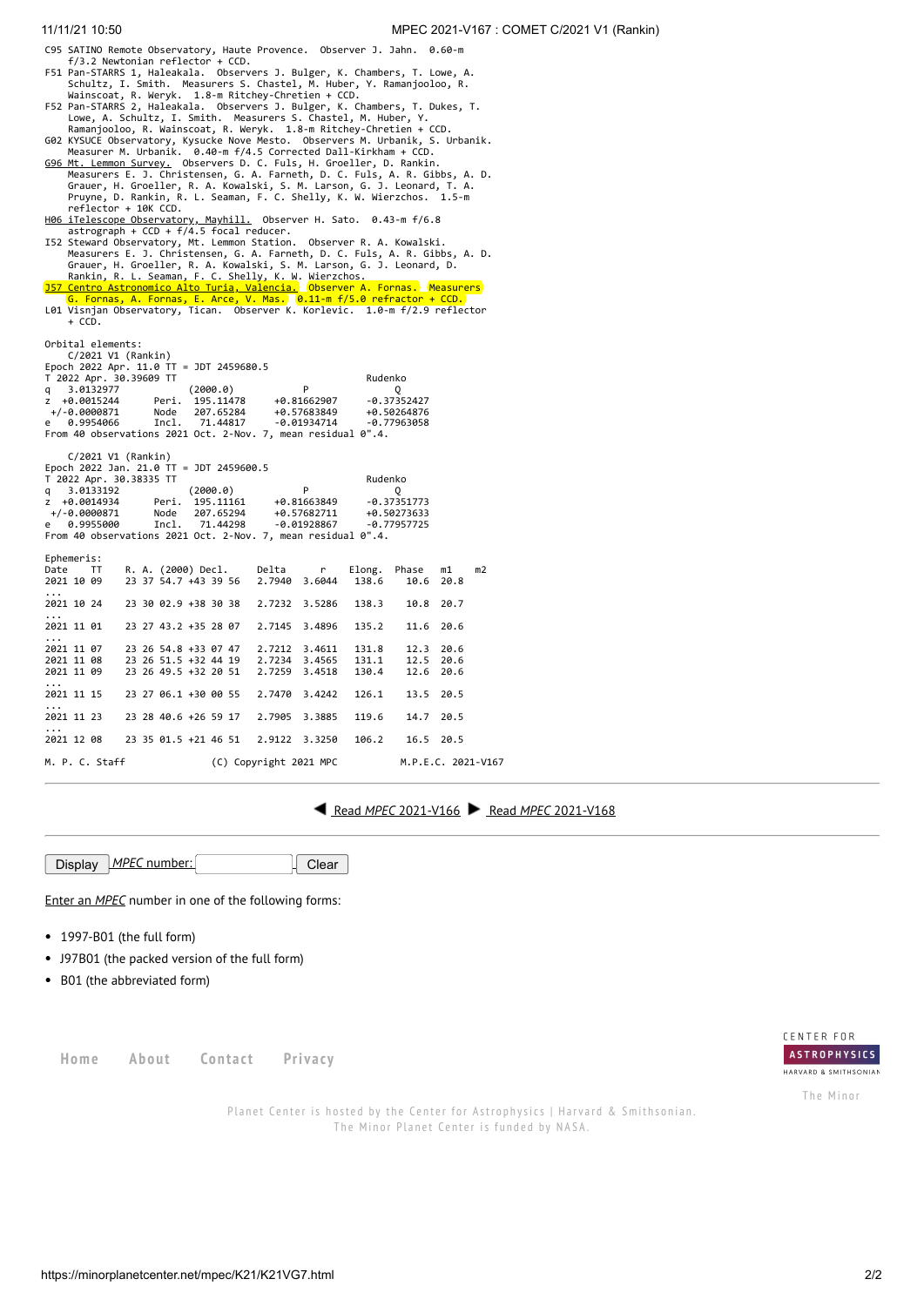C95 SATINO Remote Observatory, Haute Provence. Observer J. Jahn. 0.60-m f/3.2 Newtonian reflector + CCD.
F51 Pan-STARRS 1, Haleakala. Observers J. Bulger, K. Chambers, T. Lowe, A. Schultz, I. Smith. Measurers S. Chastel, M. Huber, Y. Ramanjooloo, R. Wainscoat, R. Weryk. 1.8-m Ritchey-Chretien + CCD.
F52 Pan-STARRS 2, Haleakala. Observers J. Bulger, K. Chambers, T. Dukes, T. Lowe, A. Schultz, I. Smith. Measurers S. Chastel, M. Huber, Y. Ramanjooloo, R. Wainscoat, R. Weryk. 1.8-m Ritchey-Chretien + CCD.
G02 KYSUCE Observatory, Kysucke Nove Mesto. Observers M. Urbanik, S. Urbanik. Measurer M. Urbanik. 0.40-m f/4.5 Corrected Dall-Kirkham + CCD.
G96 Mt. Lemmon Survey. Observers D. C. Fuls, H. Groeller, D. Rankin. Measurers E. J. Christensen, G. A. Farneth, D. C. Fuls, A. R. Gibbs, A. D. Grauer, H. Groeller, R. A. Kowalski, S. M. Larson, G. J. Leonard, T. A. Pruyne, D. Rankin, R. L. Seaman, F. C. Shelly, K. W. Wierzchos. 1.5-m reflector + 10K CCD.
H06 iTelescope Observatory, Mayhill. Observer H. Sato. 0.43-m f/6.8 astrograph + CCD + f/4.5 focal reducer.
I52 Steward Observatory, Mt. Lemmon Station. Observer R. A. Kowalski. Measurers E. J. Christensen, G. A. Farneth, D. C. Fuls, A. R. Gibbs, A. D. Grauer, H. Groeller, R. A. Kowalski, S. M. Larson, G. J. Leonard, D. Rankin, R. L. Seaman, F. C. Shelly, K. W. Wierzchos.
J57 Centro Astronomico Alto Turia, Valencia. Observer A. Fornas. Measurers G. Fornas, A. Fornas, E. Arce, V. Mas. 0.11-m f/5.0 refractor + CCD.
L01 Visnjan Observatory, Tican. Observer K. Korlevic. 1.0-m f/2.9 reflector + CCD.

```
Orbital elements:
   C/2021 V1 (Rankin)
Epoch 2022 Apr. 11.0 TT = JDT 2459680.5
T 2022 Apr. 30.39609 TT                              Rudenko
q   3.0132977          (2000.0)           P               Q
z  +0.0015244     Peri.  195.11478     +0.81662907     -0.37352427
 +/-0.0000871     Node   207.65284     +0.57683849     +0.50264876
e   0.9954066     Incl.   71.44817     -0.01934714     -0.77963058
From 40 observations 2021 Oct. 2-Nov. 7, mean residual 0".4.

   C/2021 V1 (Rankin)
Epoch 2022 Jan. 21.0 TT = JDT 2459600.5
T 2022 Apr. 30.38335 TT                              Rudenko
q   3.0133192          (2000.0)           P               Q
z  +0.0014934     Peri.  195.11161     +0.81663849     -0.37351773
 +/-0.0000871     Node   207.65294     +0.57682711     +0.50273633
e   0.9955000     Incl.   71.44298     -0.01928867     -0.77957725
From 40 observations 2021 Oct. 2-Nov. 7, mean residual 0".4.

Ephemeris:
Date     TT     R. A. (2000) Decl.     Delta      r     Elong.  Phase    m1     m2
2021 10 09     23 37 54.7 +43 39 56   2.7940  3.6044   138.6    10.6  20.8
...
2021 10 24     23 30 02.9 +38 30 38   2.7232  3.5286   138.3    10.8  20.7
...
2021 11 01     23 27 43.2 +35 28 07   2.7145  3.4896   135.2    11.6  20.6
...
2021 11 07     23 26 54.8 +33 07 47   2.7212  3.4611   131.8    12.3  20.6
2021 11 08     23 26 51.5 +32 44 19   2.7234  3.4565   131.1    12.5  20.6
2021 11 09     23 26 49.5 +32 20 51   2.7259  3.4518   130.4    12.6  20.6
...
2021 11 15     23 27 06.1 +30 00 55   2.7470  3.4242   126.1    13.5  20.5
...
2021 11 23     23 28 40.6 +26 59 17   2.7905  3.3885   119.6    14.7  20.5
...
2021 12 08     23 35 01.5 +21 46 51   2.9122  3.3250   106.2    16.5  20.5

M. P. C. Staff              (C) Copyright 2021 MPC          M.P.E.C. 2021-V167
```

Read *MPEC* 2021-V166 ▶ Read *MPEC* 2021-V168

Display *MPEC* number: Clear

Enter an *MPEC* number in one of the following forms:

- 1997-B01 (the full form)
- J97B01 (the packed version of the full form)
- B01 (the abbreviated form)

Home About Contact Privacy

CENTER FOR ASTROPHYSICS HARVARD & SMITHSONIAN

The Minor Planet Center is hosted by the Center for Astrophysics | Harvard & Smithsonian.
The Minor Planet Center is funded by NASA.